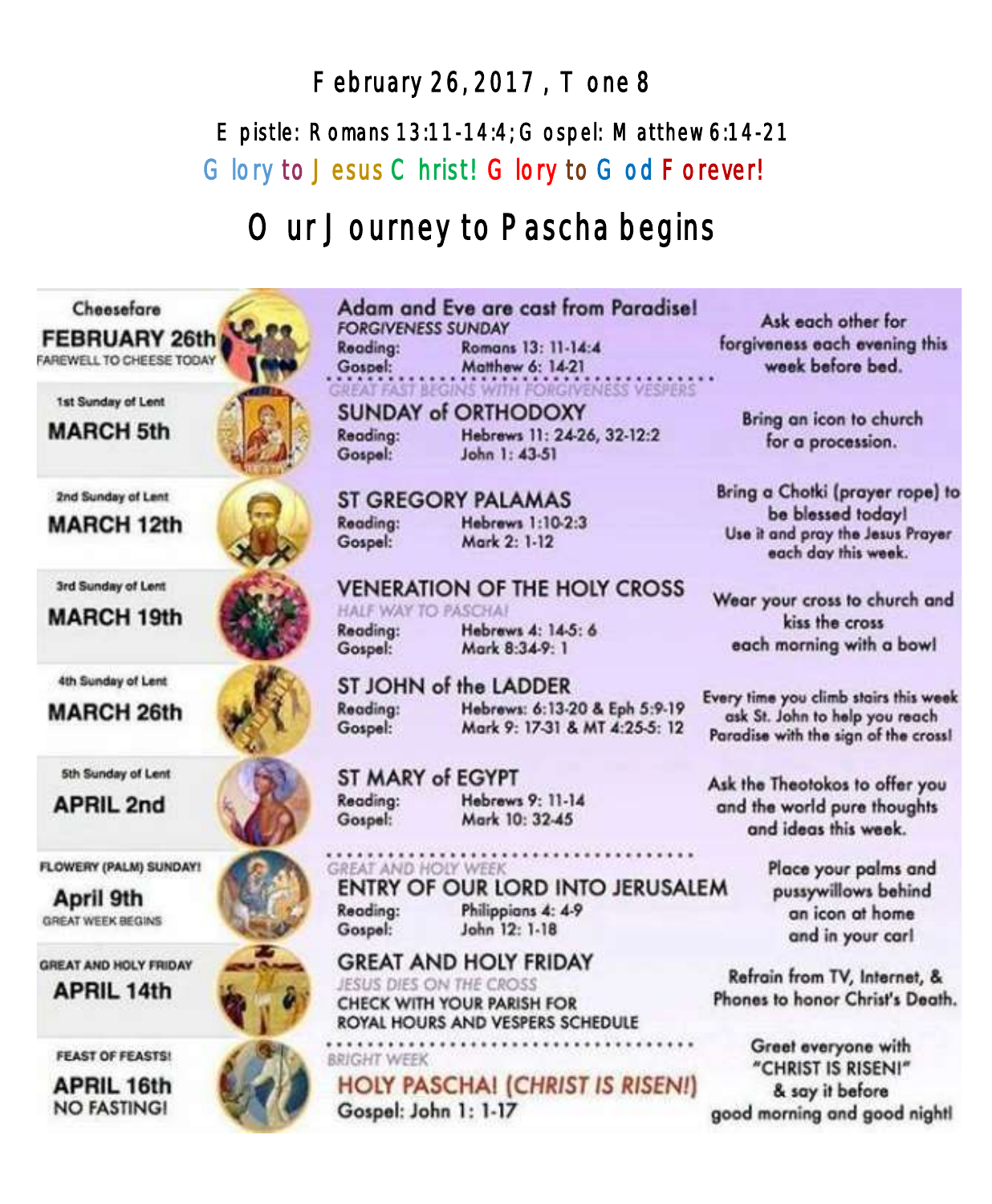February 26, 2017, Tone 8

Epistle: Romans 13:11-14:4; Gospel: Matthew 6:14-21

Glory to Jesus Christ! Glory to God Forever!

# Our Journey to Pascha begins

| Date | Feast | Readings | Practice |
|---|---|---|---|
| Cheesefare **FEBRUARY 26th** FAREWELL TO CHEESE TODAY | **Adam and Eve are cast from Paradise!** *FORGIVENESS SUNDAY* | Reading: Romans 13: 11-14:4 Gospel: Matthew 6: 14-21 | Ask each other for forgiveness each evening this week before bed. |
| | GREAT FAST BEGINS WITH FORGIVENESS VESPERS | | |
| 1st Sunday of Lent **MARCH 5th** | **SUNDAY of ORTHODOXY** | Reading: Hebrews 11: 24-26, 32-12:2 Gospel: John 1: 43-51 | Bring an icon to church for a procession. |
| 2nd Sunday of Lent **MARCH 12th** | **ST GREGORY PALAMAS** | Reading: Hebrews 1:10-2:3 Gospel: Mark 2: 1-12 | Bring a Chotki (prayer rope) to be blessed today! Use it and pray the Jesus Prayer each day this week. |
| 3rd Sunday of Lent **MARCH 19th** | **VENERATION OF THE HOLY CROSS** HALF WAY TO PASCHA! | Reading: Hebrews 4: 14-5: 6 Gospel: Mark 8:34-9: 1 | Wear your cross to church and kiss the cross each morning with a bow! |
| 4th Sunday of Lent **MARCH 26th** | **ST JOHN of the LADDER** | Reading: Hebrews: 6:13-20 & Eph 5:9-19 Gospel: Mark 9: 17-31 & MT 4:25-5: 12 | Every time you climb stairs this week ask St. John to help you reach Paradise with the sign of the cross! |
| 5th Sunday of Lent **APRIL 2nd** | **ST MARY of EGYPT** | Reading: Hebrews 9: 11-14 Gospel: Mark 10: 32-45 | Ask the Theotokos to offer you and the world pure thoughts and ideas this week. |
| FLOWERY (PALM) SUNDAY! **April 9th** GREAT WEEK BEGINS | GREAT AND HOLY WEEK **ENTRY OF OUR LORD INTO JERUSALEM** | Reading: Philippians 4: 4-9 Gospel: John 12: 1-18 | Place your palms and pussywillows behind an icon at home and in your car! |
| GREAT AND HOLY FRIDAY **APRIL 14th** | **GREAT AND HOLY FRIDAY** JESUS DIES ON THE CROSS | CHECK WITH YOUR PARISH FOR ROYAL HOURS AND VESPERS SCHEDULE | Refrain from TV, Internet, & Phones to honor Christ's Death. |
| FEAST OF FEASTS! **APRIL 16th** NO FASTING! | BRIGHT WEEK **HOLY PASCHA! (CHRIST IS RISEN!)** | Gospel: John 1: 1-17 | Greet everyone with "CHRIST IS RISEN!" & say it before good morning and good night! |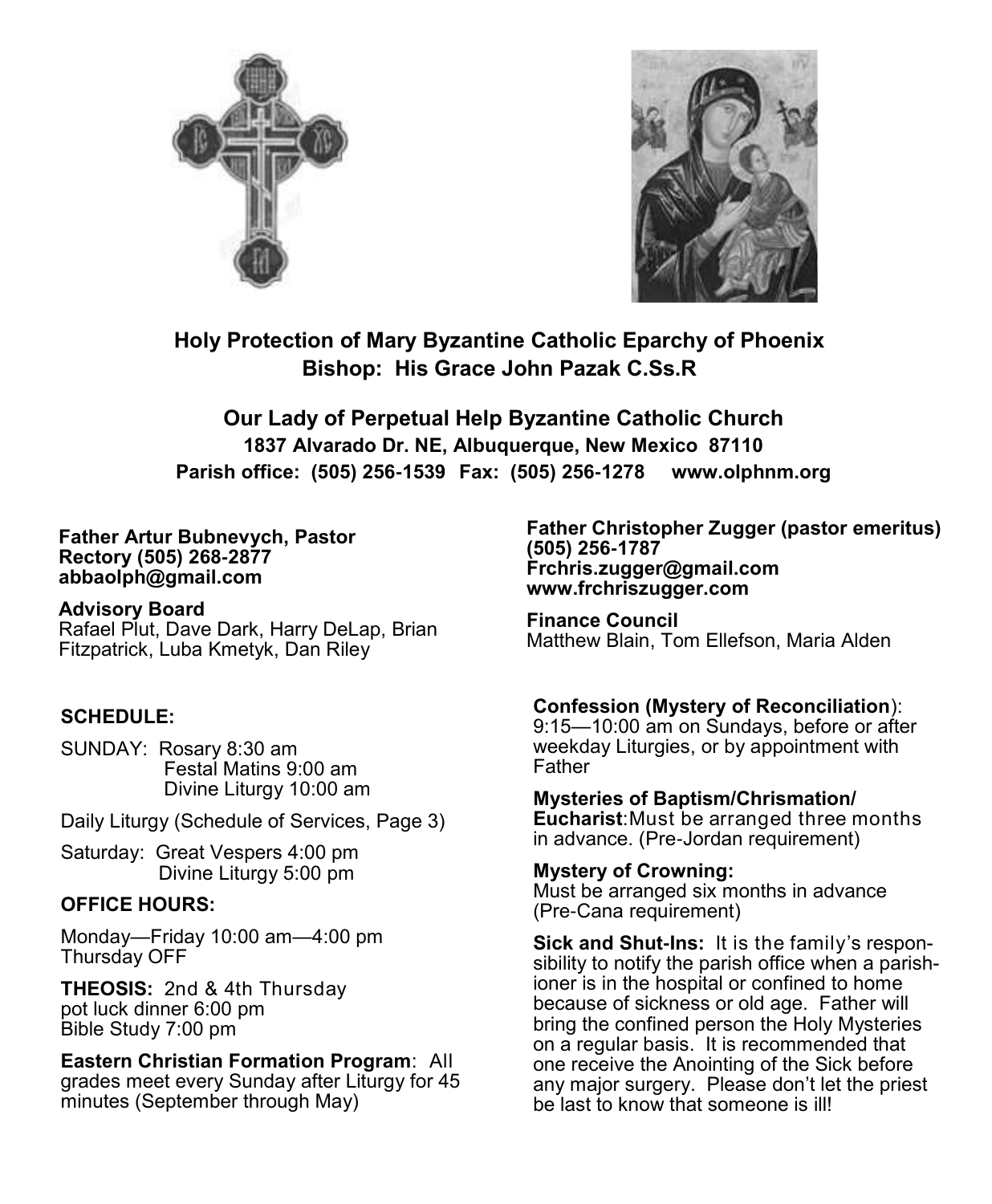**Holy Protection of Mary Byzantine Catholic Eparchy of Phoenix**
**Bishop: His Grace John Pazak C.Ss.R**

**Our Lady of Perpetual Help Byzantine Catholic Church**
**1837 Alvarado Dr. NE, Albuquerque, New Mexico 87110**
**Parish office: (505) 256-1539 Fax: (505) 256-1278 www.olphnm.org**

**Father Artur Bubnevych, Pastor**
**Rectory (505) 268-2877**
**abbaolph@gmail.com**

**Advisory Board**
Rafael Plut, Dave Dark, Harry DeLap, Brian Fitzpatrick, Luba Kmetyk, Dan Riley

**SCHEDULE:**

SUNDAY: Rosary 8:30 am
Festal Matins 9:00 am
Divine Liturgy 10:00 am

Daily Liturgy (Schedule of Services, Page 3)

Saturday: Great Vespers 4:00 pm
Divine Liturgy 5:00 pm

**OFFICE HOURS:**

Monday—Friday 10:00 am—4:00 pm
Thursday OFF

**THEOSIS:** 2nd & 4th Thursday
pot luck dinner 6:00 pm
Bible Study 7:00 pm

**Eastern Christian Formation Program**: All grades meet every Sunday after Liturgy for 45 minutes (September through May)

**Father Christopher Zugger (pastor emeritus)**
**(505) 256-1787**
**Frchris.zugger@gmail.com**
**www.frchriszugger.com**

**Finance Council**
Matthew Blain, Tom Ellefson, Maria Alden

**Confession (Mystery of Reconciliation**): 9:15—10:00 am on Sundays, before or after weekday Liturgies, or by appointment with Father

**Mysteries of Baptism/Chrismation/ Eucharist**:Must be arranged three months in advance. (Pre-Jordan requirement)

**Mystery of Crowning:**
Must be arranged six months in advance (Pre-Cana requirement)

**Sick and Shut-Ins:** It is the family's responsibility to notify the parish office when a parishioner is in the hospital or confined to home because of sickness or old age. Father will bring the confined person the Holy Mysteries on a regular basis. It is recommended that one receive the Anointing of the Sick before any major surgery. Please don't let the priest be last to know that someone is ill!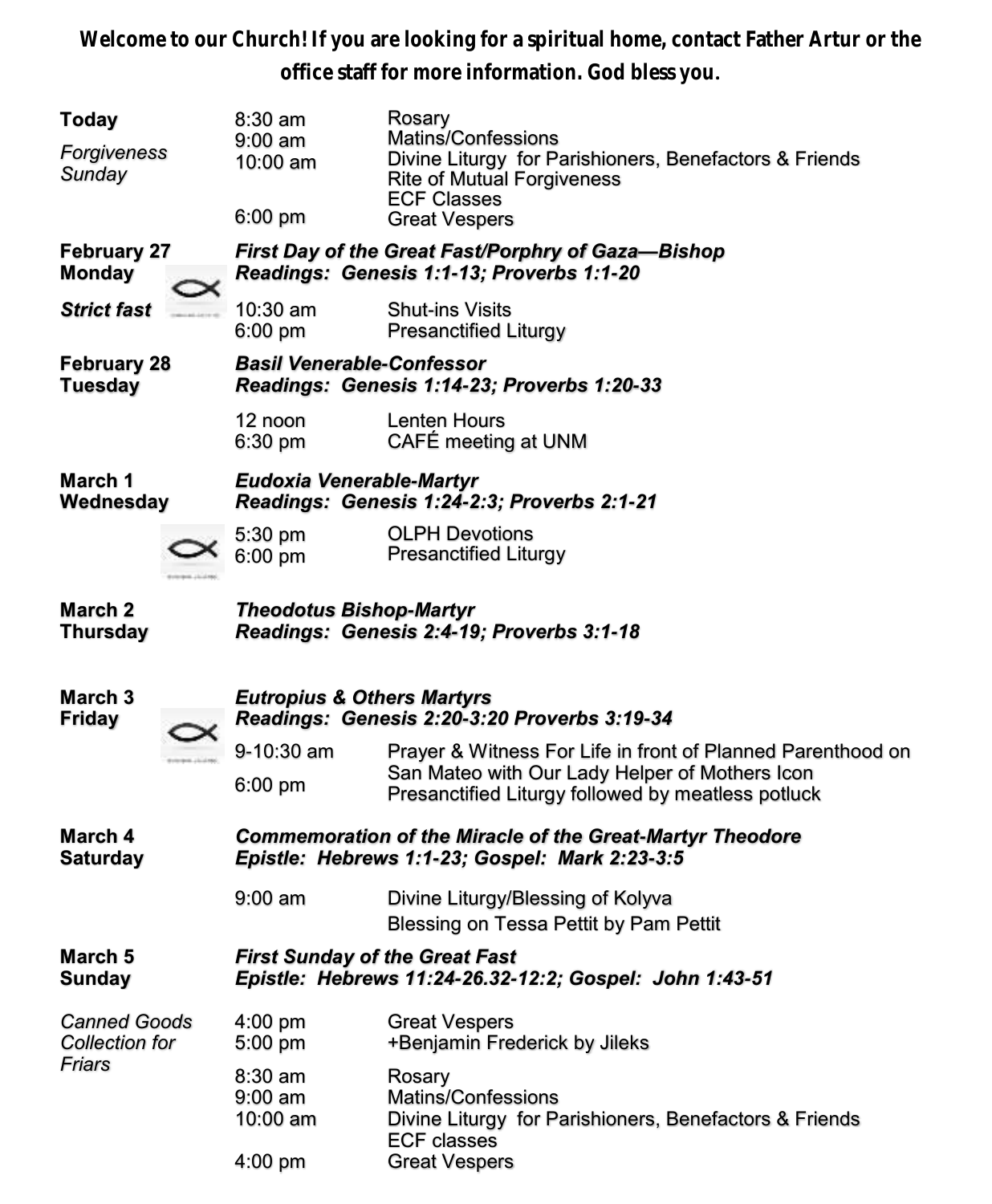**Welcome to our Church! If you are looking for a spiritual home, contact Father Artur or the office staff for more information. God bless you.**

| | | |
|---|---|---|
| **Today** *Forgiveness Sunday* | 8:30 am | Rosary |
| | 9:00 am | Matins/Confessions |
| | 10:00 am | Divine Liturgy for Parishioners, Benefactors & Friends |
| | | Rite of Mutual Forgiveness |
| | | ECF Classes |
| | 6:00 pm | Great Vespers |
| **February 27 Monday** | ***First Day of the Great Fast/Porphry of Gaza—Bishop*** | |
| | ***Readings: Genesis 1:1-13; Proverbs 1:1-20*** | |
| ***Strict fast*** | 10:30 am | Shut-ins Visits |
| | 6:00 pm | Presanctified Liturgy |
| **February 28 Tuesday** | ***Basil Venerable-Confessor*** | |
| | ***Readings: Genesis 1:14-23; Proverbs 1:20-33*** | |
| | 12 noon | Lenten Hours |
| | 6:30 pm | CAFÉ meeting at UNM |
| **March 1 Wednesday** | ***Eudoxia Venerable-Martyr*** | |
| | ***Readings: Genesis 1:24-2:3; Proverbs 2:1-21*** | |
| | 5:30 pm | OLPH Devotions |
| | 6:00 pm | Presanctified Liturgy |
| **March 2 Thursday** | ***Theodotus Bishop-Martyr*** | |
| | ***Readings: Genesis 2:4-19; Proverbs 3:1-18*** | |
| **March 3 Friday** | ***Eutropius & Others Martyrs*** | |
| | ***Readings: Genesis 2:20-3:20 Proverbs 3:19-34*** | |
| | 9-10:30 am | Prayer & Witness For Life in front of Planned Parenthood on San Mateo with Our Lady Helper of Mothers Icon |
| | 6:00 pm | Presanctified Liturgy followed by meatless potluck |
| **March 4 Saturday** | ***Commemoration of the Miracle of the Great-Martyr Theodore*** | |
| | ***Epistle: Hebrews 1:1-23; Gospel: Mark 2:23-3:5*** | |
| | 9:00 am | Divine Liturgy/Blessing of Kolyva |
| | | Blessing on Tessa Pettit by Pam Pettit |
| **March 5 Sunday** | ***First Sunday of the Great Fast*** | |
| | ***Epistle: Hebrews 11:24-26.32-12:2; Gospel: John 1:43-51*** | |
| *Canned Goods Collection for Friars* | 4:00 pm | Great Vespers |
| | 5:00 pm | +Benjamin Frederick by Jileks |
| | 8:30 am | Rosary |
| | 9:00 am | Matins/Confessions |
| | 10:00 am | Divine Liturgy for Parishioners, Benefactors & Friends |
| | | ECF classes |
| | 4:00 pm | Great Vespers |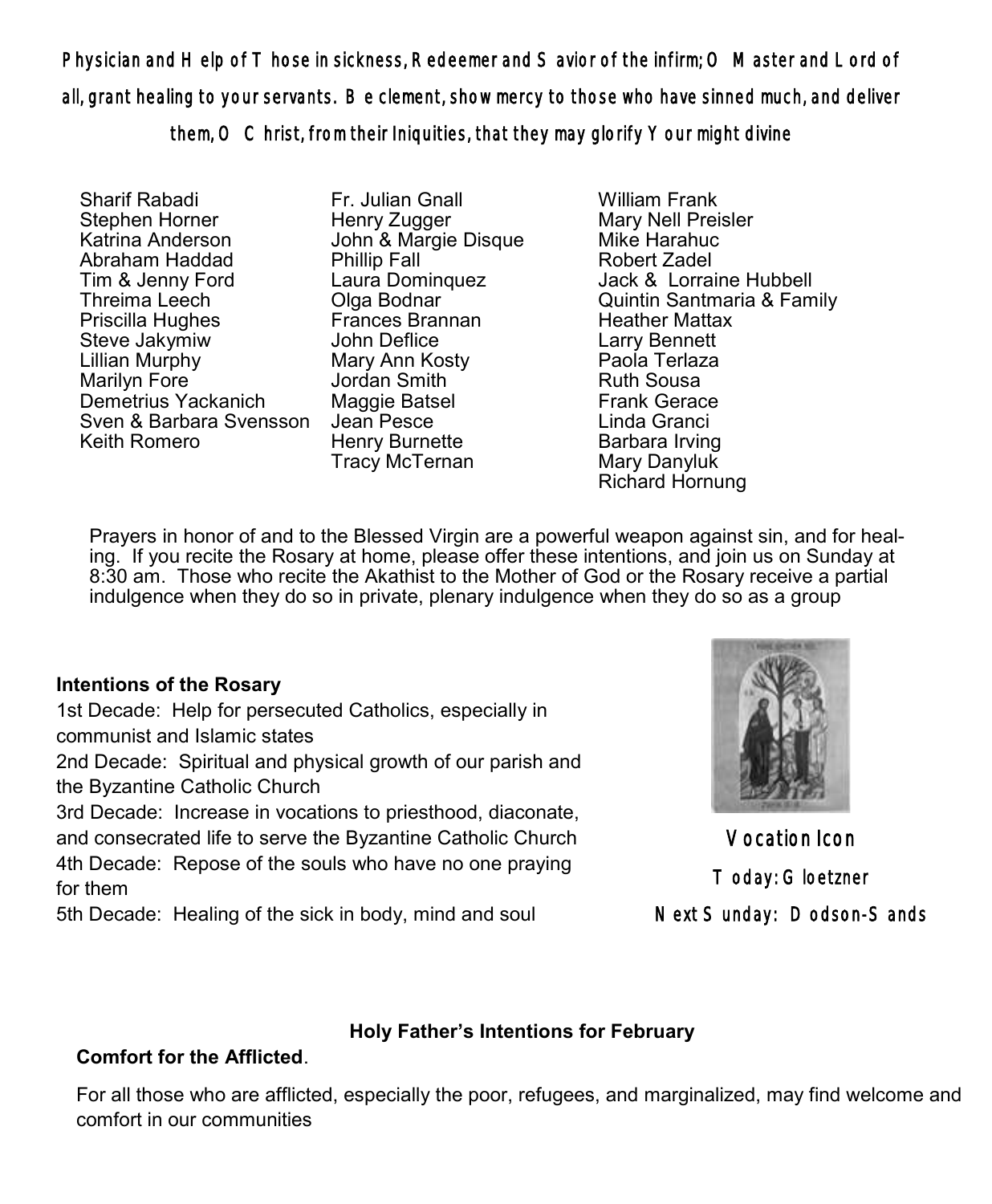**Physician and Help of Those in sickness, Redeemer and Savior of the infirm; O Master and Lord of all, grant healing to your servants. Be clement, show mercy to those who have sinned much, and deliver them, O Christ, from their Iniquities, that they may glorify Your might divine**

Sharif Rabadi
Stephen Horner
Katrina Anderson
Abraham Haddad
Tim & Jenny Ford
Threima Leech
Priscilla Hughes
Steve Jakymiw
Lillian Murphy
Marilyn Fore
Demetrius Yackanich
Sven & Barbara Svensson
Keith Romero

Fr. Julian Gnall
Henry Zugger
John & Margie Disque
Phillip Fall
Laura Dominquez
Olga Bodnar
Frances Brannan
John Deflice
Mary Ann Kosty
Jordan Smith
Maggie Batsel
Jean Pesce
Henry Burnette
Tracy McTernan

William Frank
Mary Nell Preisler
Mike Harahuc
Robert Zadel
Jack & Lorraine Hubbell
Quintin Santmaria & Family
Heather Mattax
Larry Bennett
Paola Terlaza
Ruth Sousa
Frank Gerace
Linda Granci
Barbara Irving
Mary Danyluk
Richard Hornung

Prayers in honor of and to the Blessed Virgin are a powerful weapon against sin, and for healing. If you recite the Rosary at home, please offer these intentions, and join us on Sunday at 8:30 am. Those who recite the Akathist to the Mother of God or the Rosary receive a partial indulgence when they do so in private, plenary indulgence when they do so as a group

**Intentions of the Rosary**

1st Decade: Help for persecuted Catholics, especially in communist and Islamic states
2nd Decade: Spiritual and physical growth of our parish and the Byzantine Catholic Church
3rd Decade: Increase in vocations to priesthood, diaconate, and consecrated life to serve the Byzantine Catholic Church
4th Decade: Repose of the souls who have no one praying for them
5th Decade: Healing of the sick in body, mind and soul

Vocation Icon
Today: Gloetzner
Next Sunday: Dodson-Sands

**Holy Father's Intentions for February**

**Comfort for the Afflicted**.

For all those who are afflicted, especially the poor, refugees, and marginalized, may find welcome and comfort in our communities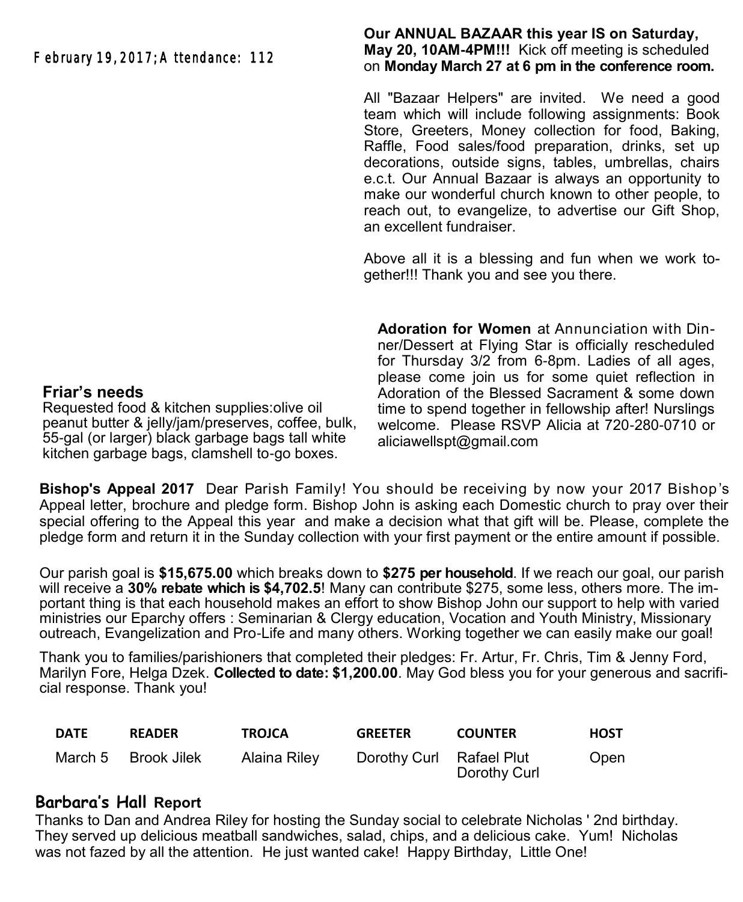February 19, 2017; Attendance: 112

**Our ANNUAL BAZAAR this year IS on Saturday, May 20, 10AM-4PM!!!** Kick off meeting is scheduled on **Monday March 27 at 6 pm in the conference room.**

All "Bazaar Helpers" are invited. We need a good team which will include following assignments: Book Store, Greeters, Money collection for food, Baking, Raffle, Food sales/food preparation, drinks, set up decorations, outside signs, tables, umbrellas, chairs e.c.t. Our Annual Bazaar is always an opportunity to make our wonderful church known to other people, to reach out, to evangelize, to advertise our Gift Shop, an excellent fundraiser.

Above all it is a blessing and fun when we work together!!! Thank you and see you there.

**Adoration for Women** at Annunciation with Dinner/Dessert at Flying Star is officially rescheduled for Thursday 3/2 from 6-8pm. Ladies of all ages, please come join us for some quiet reflection in Adoration of the Blessed Sacrament & some down time to spend together in fellowship after! Nurslings welcome. Please RSVP Alicia at 720-280-0710 or aliciawellspt@gmail.com

## Friar's needs

Requested food & kitchen supplies:olive oil peanut butter & jelly/jam/preserves, coffee, bulk, 55-gal (or larger) black garbage bags tall white kitchen garbage bags, clamshell to-go boxes.

**Bishop's Appeal 2017** Dear Parish Family! You should be receiving by now your 2017 Bishop's Appeal letter, brochure and pledge form. Bishop John is asking each Domestic church to pray over their special offering to the Appeal this year and make a decision what that gift will be. Please, complete the pledge form and return it in the Sunday collection with your first payment or the entire amount if possible.

Our parish goal is **$15,675.00** which breaks down to **$275 per household**. If we reach our goal, our parish will receive a **30% rebate which is $4,702.5**! Many can contribute $275, some less, others more. The important thing is that each household makes an effort to show Bishop John our support to help with varied ministries our Eparchy offers : Seminarian & Clergy education, Vocation and Youth Ministry, Missionary outreach, Evangelization and Pro-Life and many others. Working together we can easily make our goal!

Thank you to families/parishioners that completed their pledges: Fr. Artur, Fr. Chris, Tim & Jenny Ford, Marilyn Fore, Helga Dzek. **Collected to date: $1,200.00**. May God bless you for your generous and sacrificial response. Thank you!

| DATE | READER | TROJCA | GREETER | COUNTER | HOST |
|---|---|---|---|---|---|
| March 5 | Brook Jilek | Alaina Riley | Dorothy Curl | Rafael Plut<br>Dorothy Curl | Open |

## Barbara's Hall Report

Thanks to Dan and Andrea Riley for hosting the Sunday social to celebrate Nicholas ' 2nd birthday. They served up delicious meatball sandwiches, salad, chips, and a delicious cake. Yum! Nicholas was not fazed by all the attention. He just wanted cake! Happy Birthday, Little One!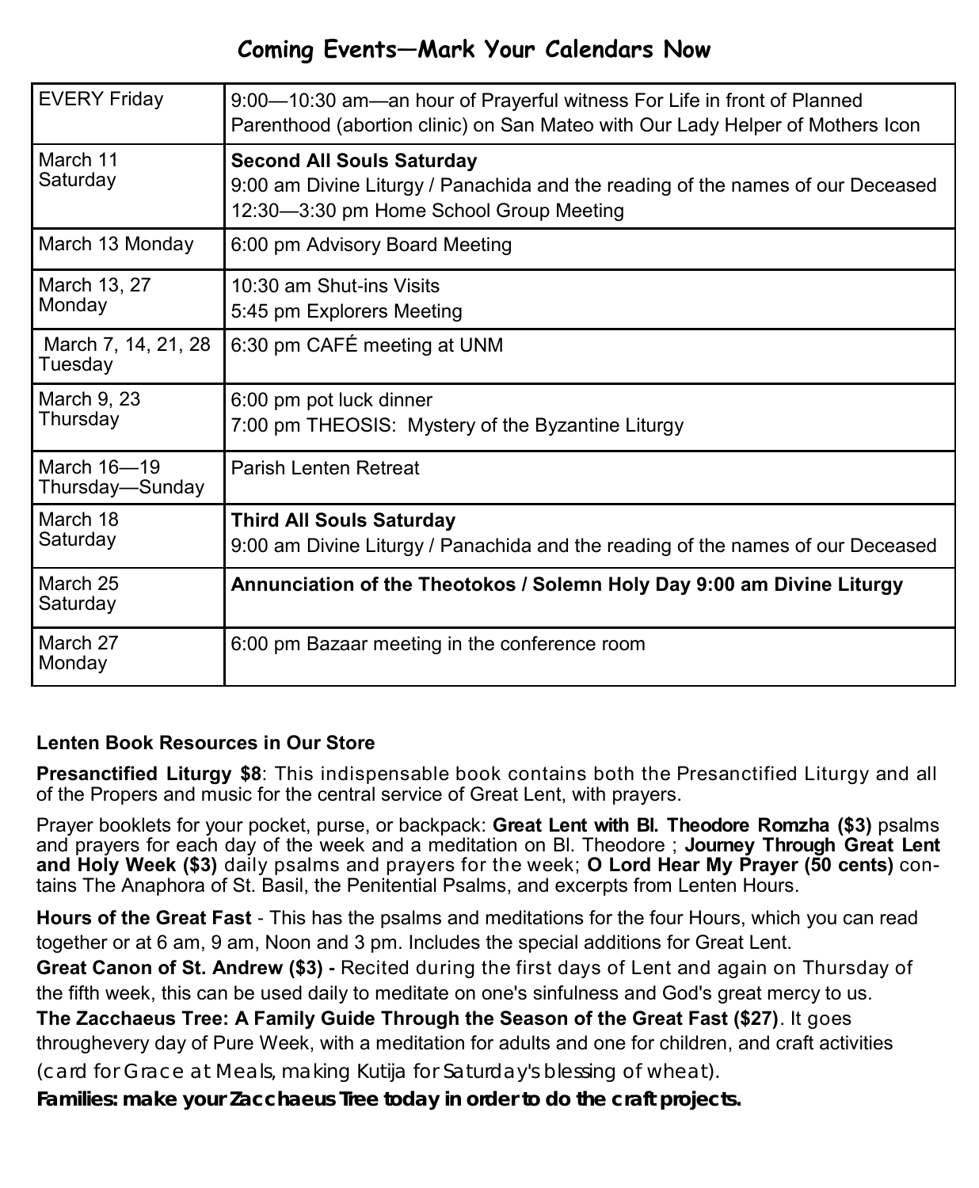## Coming Events—Mark Your Calendars Now

| | |
|---|---|
| EVERY Friday | 9:00—10:30 am—an hour of Prayerful witness For Life in front of Planned Parenthood (abortion clinic) on San Mateo with Our Lady Helper of Mothers Icon |
| March 11 Saturday | **Second All Souls Saturday**<br>9:00 am Divine Liturgy / Panachida and the reading of the names of our Deceased<br>12:30—3:30 pm Home School Group Meeting |
| March 13 Monday | 6:00 pm Advisory Board Meeting |
| March 13, 27 Monday | 10:30 am Shut-ins Visits<br>5:45 pm Explorers Meeting |
| March 7, 14, 21, 28 Tuesday | 6:30 pm CAFÉ meeting at UNM |
| March 9, 23 Thursday | 6:00 pm pot luck dinner<br>7:00 pm THEOSIS: Mystery of the Byzantine Liturgy |
| March 16—19 Thursday—Sunday | Parish Lenten Retreat |
| March 18 Saturday | **Third All Souls Saturday**<br>9:00 am Divine Liturgy / Panachida and the reading of the names of our Deceased |
| March 25 Saturday | **Annunciation of the Theotokos / Solemn Holy Day 9:00 am Divine Liturgy** |
| March 27 Monday | 6:00 pm Bazaar meeting in the conference room |

**Lenten Book Resources in Our Store**

**Presanctified Liturgy $8**: This indispensable book contains both the Presanctified Liturgy and all of the Propers and music for the central service of Great Lent, with prayers.

Prayer booklets for your pocket, purse, or backpack: **Great Lent with Bl. Theodore Romzha ($3)** psalms and prayers for each day of the week and a meditation on Bl. Theodore ; **Journey Through Great Lent and Holy Week ($3)** daily psalms and prayers for the week; **O Lord Hear My Prayer (50 cents)** contains The Anaphora of St. Basil, the Penitential Psalms, and excerpts from Lenten Hours.

**Hours of the Great Fast** - This has the psalms and meditations for the four Hours, which you can read together or at 6 am, 9 am, Noon and 3 pm. Includes the special additions for Great Lent.

**Great Canon of St. Andrew ($3) -** Recited during the first days of Lent and again on Thursday of the fifth week, this can be used daily to meditate on one's sinfulness and God's great mercy to us.

**The Zacchaeus Tree: A Family Guide Through the Season of the Great Fast ($27)**. It goes throughevery day of Pure Week, with a meditation for adults and one for children, and craft activities (card for Grace at Meals, making Kutija for Saturday's blessing of wheat).

***Families: make your Zacchaeus Tree today in order to do the craft projects.***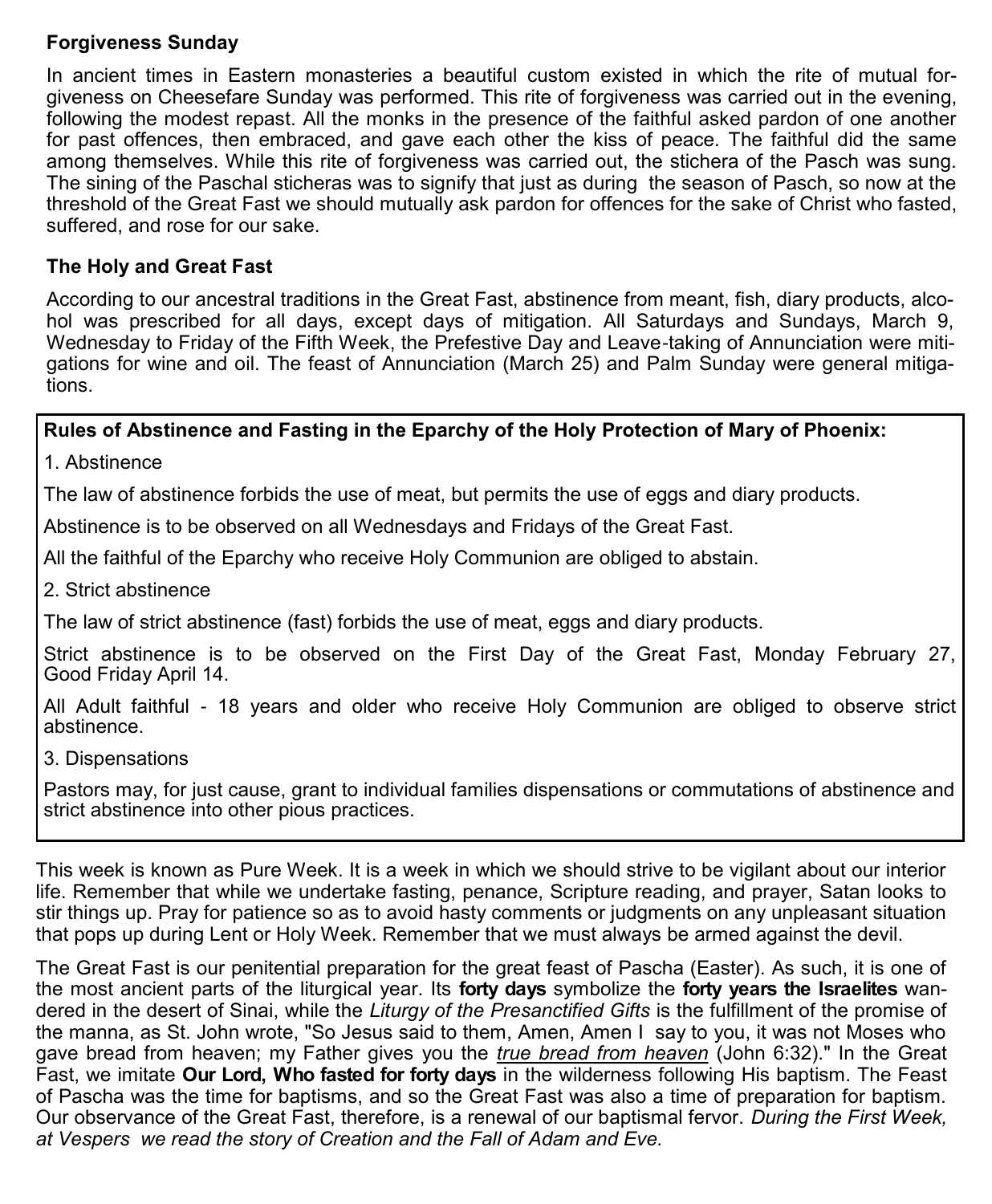### Forgiveness Sunday

In ancient times in Eastern monasteries a beautiful custom existed in which the rite of mutual forgiveness on Cheesefare Sunday was performed. This rite of forgiveness was carried out in the evening, following the modest repast. All the monks in the presence of the faithful asked pardon of one another for past offences, then embraced, and gave each other the kiss of peace. The faithful did the same among themselves. While this rite of forgiveness was carried out, the stichera of the Pasch was sung. The sining of the Paschal sticheras was to signify that just as during the season of Pasch, so now at the threshold of the Great Fast we should mutually ask pardon for offences for the sake of Christ who fasted, suffered, and rose for our sake.

### The Holy and Great Fast

According to our ancestral traditions in the Great Fast, abstinence from meant, fish, diary products, alcohol was prescribed for all days, except days of mitigation. All Saturdays and Sundays, March 9, Wednesday to Friday of the Fifth Week, the Prefestive Day and Leave-taking of Annunciation were mitigations for wine and oil. The feast of Annunciation (March 25) and Palm Sunday were general mitigations.

**Rules of Abstinence and Fasting in the Eparchy of the Holy Protection of Mary of Phoenix:**

1. Abstinence

The law of abstinence forbids the use of meat, but permits the use of eggs and diary products.

Abstinence is to be observed on all Wednesdays and Fridays of the Great Fast.

All the faithful of the Eparchy who receive Holy Communion are obliged to abstain.

2. Strict abstinence

The law of strict abstinence (fast) forbids the use of meat, eggs and diary products.

Strict abstinence is to be observed on the First Day of the Great Fast, Monday February 27, Good Friday April 14.

All Adult faithful - 18 years and older who receive Holy Communion are obliged to observe strict abstinence.

3. Dispensations

Pastors may, for just cause, grant to individual families dispensations or commutations of abstinence and strict abstinence into other pious practices.

This week is known as Pure Week. It is a week in which we should strive to be vigilant about our interior life. Remember that while we undertake fasting, penance, Scripture reading, and prayer, Satan looks to stir things up. Pray for patience so as to avoid hasty comments or judgments on any unpleasant situation that pops up during Lent or Holy Week. Remember that we must always be armed against the devil.

The Great Fast is our penitential preparation for the great feast of Pascha (Easter). As such, it is one of the most ancient parts of the liturgical year. Its **forty days** symbolize the **forty years the Israelites** wandered in the desert of Sinai, while the *Liturgy of the Presanctified Gifts* is the fulfillment of the promise of the manna, as St. John wrote, "So Jesus said to them, Amen, Amen I say to you, it was not Moses who gave bread from heaven; my Father gives you the ***true bread from heaven*** (John 6:32)." In the Great Fast, we imitate **Our Lord, Who fasted for forty days** in the wilderness following His baptism. The Feast of Pascha was the time for baptisms, and so the Great Fast was also a time of preparation for baptism. Our observance of the Great Fast, therefore, is a renewal of our baptismal fervor. *During the First Week, at Vespers we read the story of Creation and the Fall of Adam and Eve.*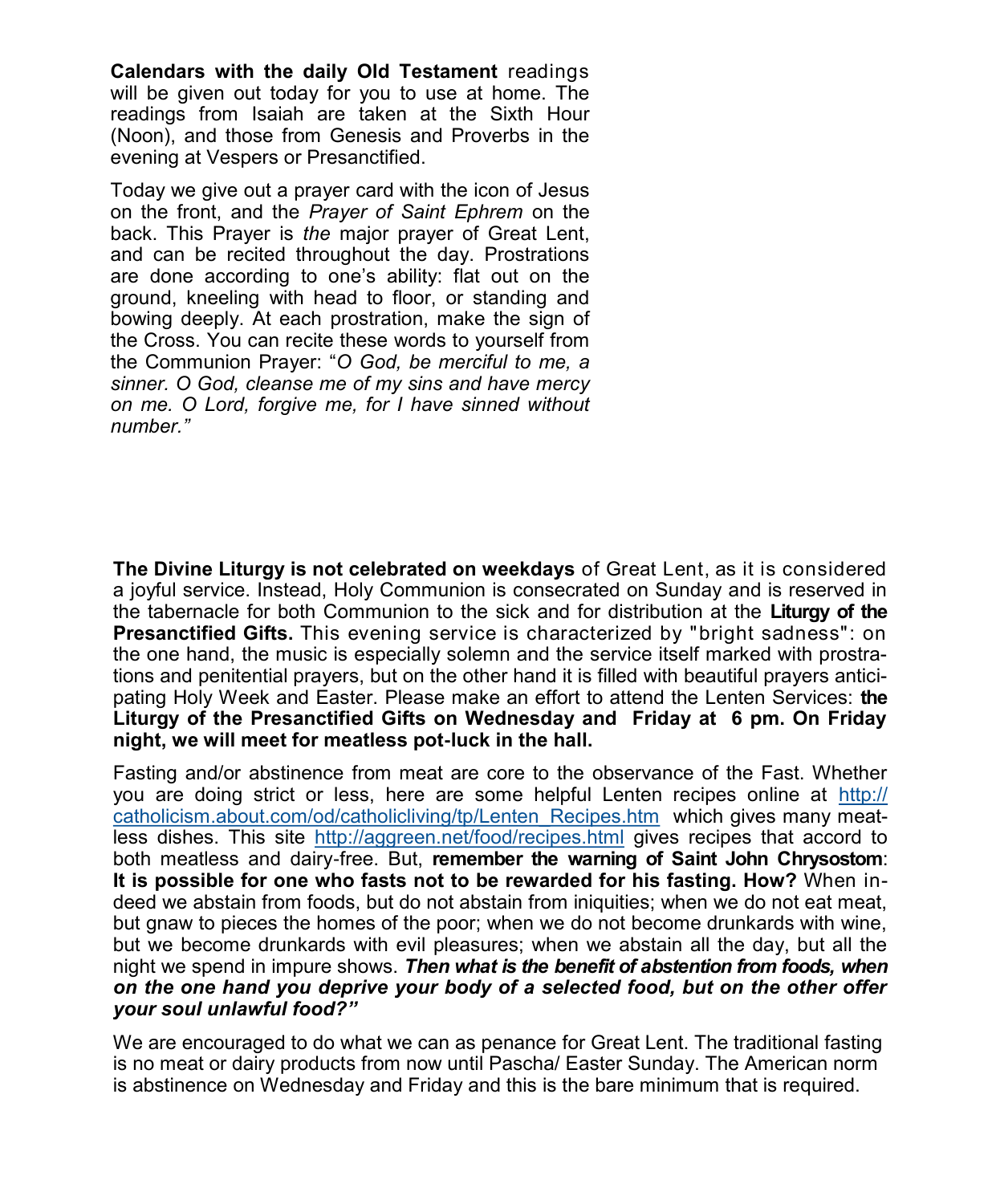**Calendars with the daily Old Testament** readings will be given out today for you to use at home. The readings from Isaiah are taken at the Sixth Hour (Noon), and those from Genesis and Proverbs in the evening at Vespers or Presanctified.

Today we give out a prayer card with the icon of Jesus on the front, and the *Prayer of Saint Ephrem* on the back. This Prayer is *the* major prayer of Great Lent, and can be recited throughout the day. Prostrations are done according to one's ability: flat out on the ground, kneeling with head to floor, or standing and bowing deeply. At each prostration, make the sign of the Cross. You can recite these words to yourself from the Communion Prayer: "*O God, be merciful to me, a sinner. O God, cleanse me of my sins and have mercy on me. O Lord, forgive me, for I have sinned without number."*

**The Divine Liturgy is not celebrated on weekdays** of Great Lent, as it is considered a joyful service. Instead, Holy Communion is consecrated on Sunday and is reserved in the tabernacle for both Communion to the sick and for distribution at the **Liturgy of the Presanctified Gifts.** This evening service is characterized by "bright sadness": on the one hand, the music is especially solemn and the service itself marked with prostrations and penitential prayers, but on the other hand it is filled with beautiful prayers anticipating Holy Week and Easter. Please make an effort to attend the Lenten Services: **the Liturgy of the Presanctified Gifts on Wednesday and Friday at 6 pm. On Friday night, we will meet for meatless pot-luck in the hall.**

Fasting and/or abstinence from meat are core to the observance of the Fast. Whether you are doing strict or less, here are some helpful Lenten recipes online at http://catholicism.about.com/od/catholicliving/tp/Lenten_Recipes.htm which gives many meatless dishes. This site http://aggreen.net/food/recipes.html gives recipes that accord to both meatless and dairy-free. But, **remember the warning of Saint John Chrysostom**: **It is possible for one who fasts not to be rewarded for his fasting. How?** When indeed we abstain from foods, but do not abstain from iniquities; when we do not eat meat, but gnaw to pieces the homes of the poor; when we do not become drunkards with wine, but we become drunkards with evil pleasures; when we abstain all the day, but all the night we spend in impure shows. ***Then what is the benefit of abstention from foods, when on the one hand you deprive your body of a selected food, but on the other offer your soul unlawful food?"***

We are encouraged to do what we can as penance for Great Lent. The traditional fasting is no meat or dairy products from now until Pascha/ Easter Sunday. The American norm is abstinence on Wednesday and Friday and this is the bare minimum that is required.